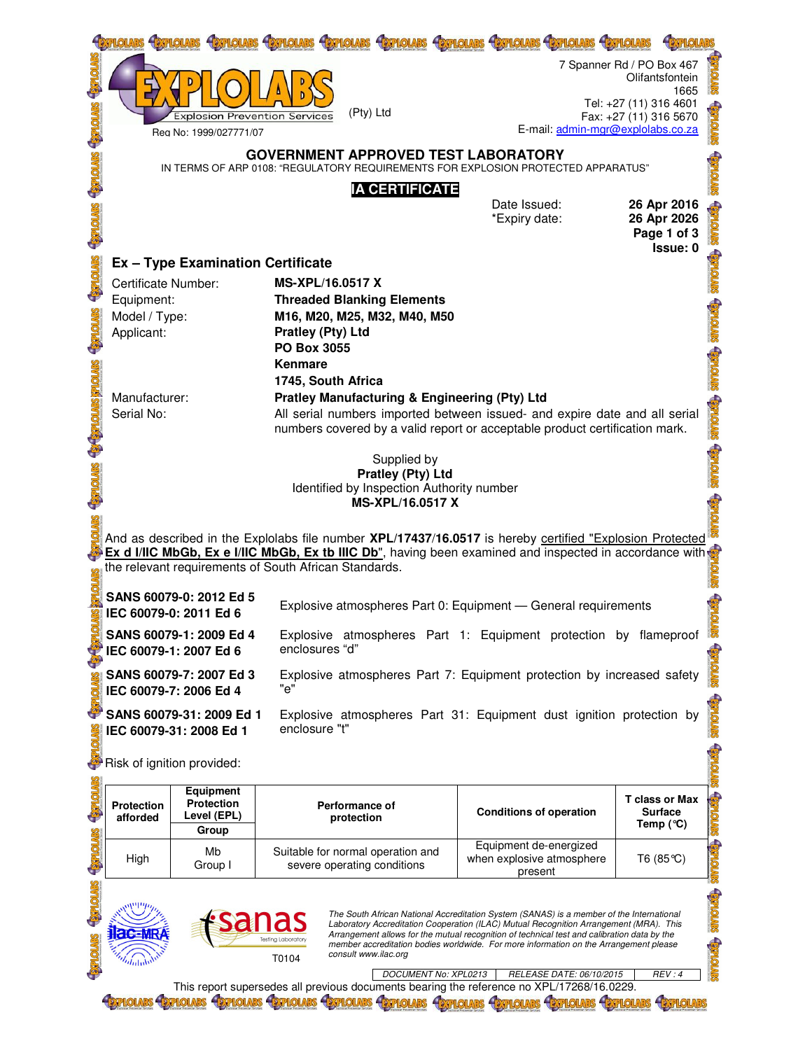EXPLOLABS
Explosion Prevention Services (Pty) Ltd
Reg No: 1999/027771/07

7 Spanner Rd / PO Box 467
Olifantsfontein
1665
Tel: +27 (11) 316 4601
Fax: +27 (11) 316 5670
E-mail: admin-mgr@explolabs.co.za

## GOVERNMENT APPROVED TEST LABORATORY

IN TERMS OF ARP 0108: "REGULATORY REQUIREMENTS FOR EXPLOSION PROTECTED APPARATUS"

**IA CERTIFICATE**

Date Issued: **26 Apr 2016**
*Expiry date: **26 Apr 2026**
**Page 1 of 3**
**Issue: 0**

## Ex – Type Examination Certificate

| | |
|---|---|
| Certificate Number: | **MS-XPL/16.0517 X** |
| Equipment: | **Threaded Blanking Elements** |
| Model / Type: | **M16, M20, M25, M32, M40, M50** |
| Applicant: | **Pratley (Pty) Ltd**<br>**PO Box 3055**<br>**Kenmare**<br>**1745, South Africa** |
| Manufacturer: | **Pratley Manufacturing & Engineering (Pty) Ltd** |
| Serial No: | All serial numbers imported between issued- and expire date and all serial numbers covered by a valid report or acceptable product certification mark. |

Supplied by
**Pratley (Pty) Ltd**
Identified by Inspection Authority number
**MS-XPL/16.0517 X**

And as described in the Explolabs file number **XPL/17437/16.0517** is hereby certified "Explosion Protected **Ex d I/IIC MbGb, Ex e I/IIC MbGb, Ex tb IIIC Db**", having been examined and inspected in accordance with the relevant requirements of South African Standards.

| | |
|---|---|
| **SANS 60079-0: 2012 Ed 5**<br>**IEC 60079-0: 2011 Ed 6** | Explosive atmospheres Part 0: Equipment — General requirements |
| **SANS 60079-1: 2009 Ed 4**<br>**IEC 60079-1: 2007 Ed 6** | Explosive atmospheres Part 1: Equipment protection by flameproof enclosures "d" |
| **SANS 60079-7: 2007 Ed 3**<br>**IEC 60079-7: 2006 Ed 4** | Explosive atmospheres Part 7: Equipment protection by increased safety "e" |
| **SANS 60079-31: 2009 Ed 1**<br>**IEC 60079-31: 2008 Ed 1** | Explosive atmospheres Part 31: Equipment dust ignition protection by enclosure "t" |

Risk of ignition provided:

| Protection afforded | Equipment Protection Level (EPL) Group | Performance of protection | Conditions of operation | T class or Max Surface Temp (°C) |
|---|---|---|---|---|
| High | Mb<br>Group I | Suitable for normal operation and severe operating conditions | Equipment de-energized when explosive atmosphere present | T6 (85°C) |

ilac-MRA | sanas Testing Laboratory T0104

*The South African National Accreditation System (SANAS) is a member of the International Laboratory Accreditation Cooperation (ILAC) Mutual Recognition Arrangement (MRA). This Arrangement allows for the mutual recognition of technical test and calibration data by the member accreditation bodies worldwide. For more information on the Arrangement please consult www.ilac.org*

DOCUMENT No: XPL0213 | RELEASE DATE: 06/10/2015 | REV : 4

This report supersedes all previous documents bearing the reference no XPL/17268/16.0229.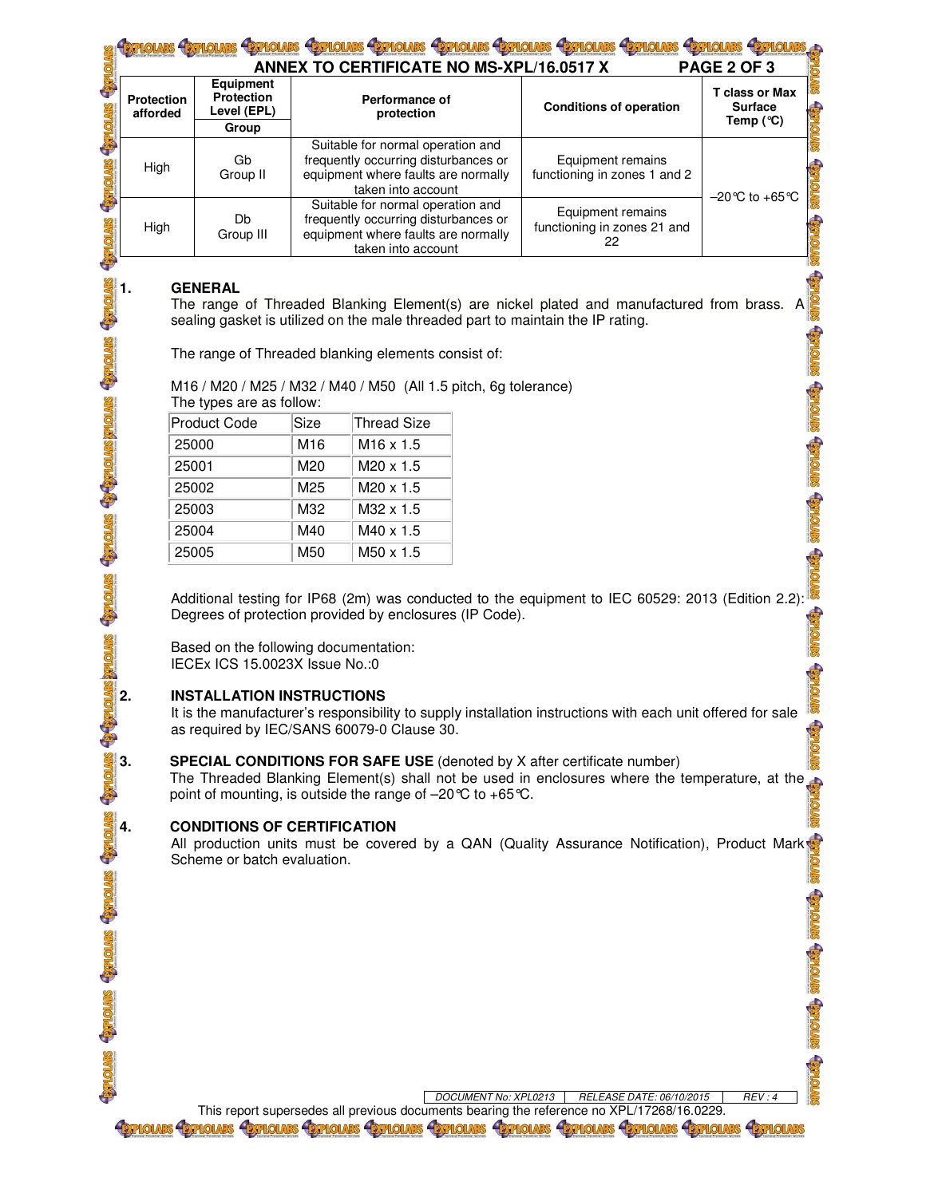## ANNEX TO CERTIFICATE NO MS-XPL/16.0517 X

| Protection afforded | Equipment Protection Level (EPL) Group | Performance of protection | Conditions of operation | T class or Max Surface Temp (°C) |
|---|---|---|---|---|
| High | Gb Group II | Suitable for normal operation and frequently occurring disturbances or equipment where faults are normally taken into account | Equipment remains functioning in zones 1 and 2 | –20°C to +65°C |
| High | Db Group III | Suitable for normal operation and frequently occurring disturbances or equipment where faults are normally taken into account | Equipment remains functioning in zones 21 and 22 | |

### 1. GENERAL

The range of Threaded Blanking Element(s) are nickel plated and manufactured from brass. A sealing gasket is utilized on the male threaded part to maintain the IP rating.

The range of Threaded blanking elements consist of:

M16 / M20 / M25 / M32 / M40 / M50 (All 1.5 pitch, 6g tolerance)

The types are as follow:

| Product Code | Size | Thread Size |
|---|---|---|
| 25000 | M16 | M16 x 1.5 |
| 25001 | M20 | M20 x 1.5 |
| 25002 | M25 | M20 x 1.5 |
| 25003 | M32 | M32 x 1.5 |
| 25004 | M40 | M40 x 1.5 |
| 25005 | M50 | M50 x 1.5 |

Additional testing for IP68 (2m) was conducted to the equipment to IEC 60529: 2013 (Edition 2.2): Degrees of protection provided by enclosures (IP Code).

Based on the following documentation:
IECEx ICS 15.0023X Issue No.:0

### 2. INSTALLATION INSTRUCTIONS

It is the manufacturer's responsibility to supply installation instructions with each unit offered for sale as required by IEC/SANS 60079-0 Clause 30.

### 3. SPECIAL CONDITIONS FOR SAFE USE (denoted by X after certificate number)

The Threaded Blanking Element(s) shall not be used in enclosures where the temperature, at the point of mounting, is outside the range of –20°C to +65°C.

### 4. CONDITIONS OF CERTIFICATION

All production units must be covered by a QAN (Quality Assurance Notification), Product Mark Scheme or batch evaluation.

| DOCUMENT No: XPL0213 | RELEASE DATE: 06/10/2015 | REV : 4 |
|---|---|---|

This report supersedes all previous documents bearing the reference no XPL/17268/16.0229.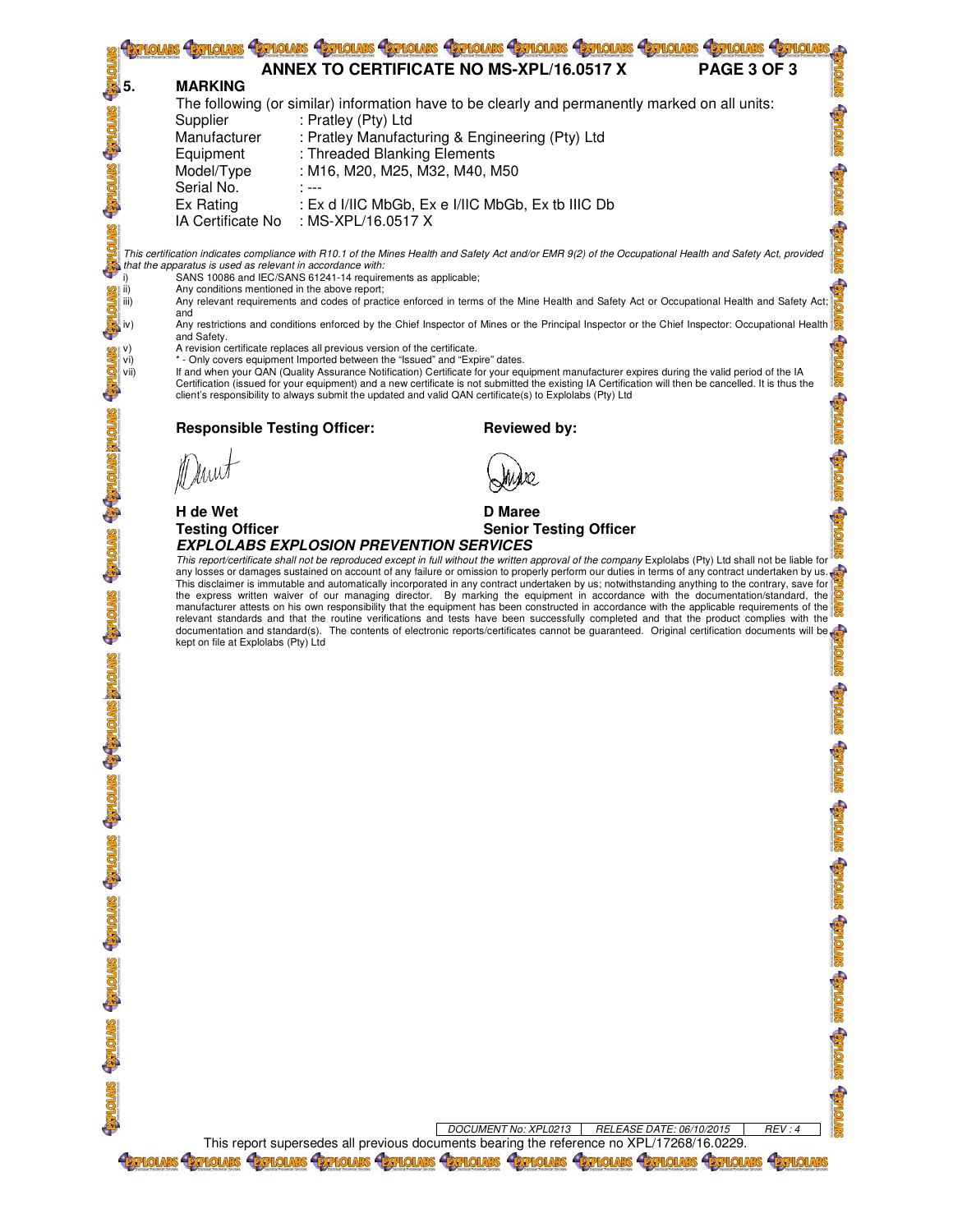## ANNEX TO CERTIFICATE NO MS-XPL/16.0517 X

## 5. MARKING

The following (or similar) information have to be clearly and permanently marked on all units:

| | |
|---|---|
| Supplier | : Pratley (Pty) Ltd |
| Manufacturer | : Pratley Manufacturing & Engineering (Pty) Ltd |
| Equipment | : Threaded Blanking Elements |
| Model/Type | : M16, M20, M25, M32, M40, M50 |
| Serial No. | : --- |
| Ex Rating | : Ex d I/IIC MbGb, Ex e I/IIC MbGb, Ex tb IIIC Db |
| IA Certificate No | : MS-XPL/16.0517 X |

*This certification indicates compliance with R10.1 of the Mines Health and Safety Act and/or EMR 9(2) of the Occupational Health and Safety Act, provided that the apparatus is used as relevant in accordance with:*

i) SANS 10086 and IEC/SANS 61241-14 requirements as applicable;
ii) Any conditions mentioned in the above report;
iii) Any relevant requirements and codes of practice enforced in terms of the Mine Health and Safety Act or Occupational Health and Safety Act; and
iv) Any restrictions and conditions enforced by the Chief Inspector of Mines or the Principal Inspector or the Chief Inspector: Occupational Health and Safety.
v) A revision certificate replaces all previous version of the certificate.
vi) * - Only covers equipment Imported between the "Issued" and "Expire" dates.
vii) If and when your QAN (Quality Assurance Notification) Certificate for your equipment manufacturer expires during the valid period of the IA Certification (issued for your equipment) and a new certificate is not submitted the existing IA Certification will then be cancelled. It is thus the client's responsibility to always submit the updated and valid QAN certificate(s) to Explolabs (Pty) Ltd

**Responsible Testing Officer:** **Reviewed by:**

**H de Wet**
**Testing Officer**

**D Maree**
**Senior Testing Officer**

***EXPLOLABS EXPLOSION PREVENTION SERVICES***

*This report/certificate shall not be reproduced except in full without the written approval of the company* Explolabs (Pty) Ltd shall not be liable for any losses or damages sustained on account of any failure or omission to properly perform our duties in terms of any contract undertaken by us. This disclaimer is immutable and automatically incorporated in any contract undertaken by us; notwithstanding anything to the contrary, save for the express written waiver of our managing director. By marking the equipment in accordance with the documentation/standard, the manufacturer attests on his own responsibility that the equipment has been constructed in accordance with the applicable requirements of the relevant standards and that the routine verifications and tests have been successfully completed and that the product complies with the documentation and standard(s). The contents of electronic reports/certificates cannot be guaranteed. Original certification documents will be kept on file at Explolabs (Pty) Ltd

| DOCUMENT No: XPL0213 | RELEASE DATE: 06/10/2015 | REV : 4 |
|---|---|---|

This report supersedes all previous documents bearing the reference no XPL/17268/16.0229.